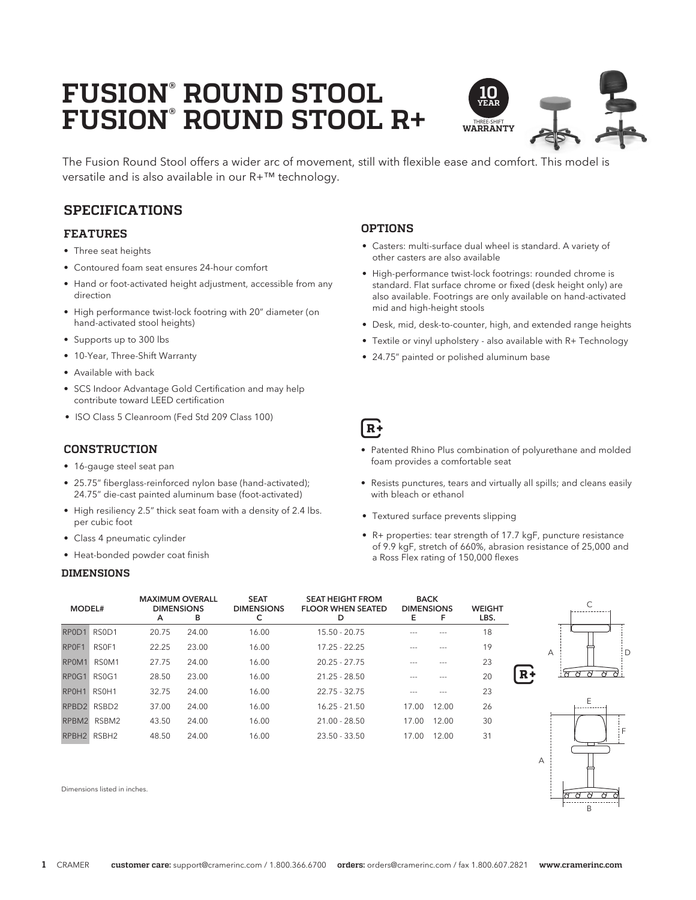# FUSION® ROUND STOOL
# FUSION® ROUND STOOL R+

10 YEAR THREE-SHIFT WARRANTY

The Fusion Round Stool offers a wider arc of movement, still with flexible ease and comfort. This model is versatile and is also available in our R+™ technology.

## SPECIFICATIONS

### FEATURES

- Three seat heights
- Contoured foam seat ensures 24-hour comfort
- Hand or foot-activated height adjustment, accessible from any direction
- High performance twist-lock footring with 20" diameter (on hand-activated stool heights)
- Supports up to 300 lbs
- 10-Year, Three-Shift Warranty
- Available with back
- SCS Indoor Advantage Gold Certification and may help contribute toward LEED certification
- ISO Class 5 Cleanroom (Fed Std 209 Class 100)

### CONSTRUCTION

- 16-gauge steel seat pan
- 25.75" fiberglass-reinforced nylon base (hand-activated); 24.75" die-cast painted aluminum base (foot-activated)
- High resiliency 2.5" thick seat foam with a density of 2.4 lbs. per cubic foot
- Class 4 pneumatic cylinder
- Heat-bonded powder coat finish

### OPTIONS

- Casters: multi-surface dual wheel is standard. A variety of other casters are also available
- High-performance twist-lock footrings: rounded chrome is standard. Flat surface chrome or fixed (desk height only) are also available. Footrings are only available on hand-activated mid and high-height stools
- Desk, mid, desk-to-counter, high, and extended range heights
- Textile or vinyl upholstery - also available with R+ Technology
- 24.75" painted or polished aluminum base

### R+

- Patented Rhino Plus combination of polyurethane and molded foam provides a comfortable seat
- Resists punctures, tears and virtually all spills; and cleans easily with bleach or ethanol
- Textured surface prevents slipping
- R+ properties: tear strength of 17.7 kgF, puncture resistance of 9.9 kgF, stretch of 660%, abrasion resistance of 25,000 and a Ross Flex rating of 150,000 flexes

### DIMENSIONS

| MODEL# | | MAXIMUM OVERALL DIMENSIONS A | B | SEAT DIMENSIONS C | SEAT HEIGHT FROM FLOOR WHEN SEATED D | BACK DIMENSIONS E | F | WEIGHT LBS. |
|---|---|---|---|---|---|---|---|---|
| RP0D1 | RS0D1 | 20.75 | 24.00 | 16.00 | 15.50 - 20.75 | --- | --- | 18 |
| RP0F1 | RS0F1 | 22.25 | 23.00 | 16.00 | 17.25 - 22.25 | --- | --- | 19 |
| RP0M1 | RS0M1 | 27.75 | 24.00 | 16.00 | 20.25 - 27.75 | --- | --- | 23 |
| RP0G1 | RS0G1 | 28.50 | 23.00 | 16.00 | 21.25 - 28.50 | --- | --- | 20 |
| RP0H1 | RS0H1 | 32.75 | 24.00 | 16.00 | 22.75 - 32.75 | --- | --- | 23 |
| RPBD2 | RSBD2 | 37.00 | 24.00 | 16.00 | 16.25 - 21.50 | 17.00 | 12.00 | 26 |
| RPBM2 | RSBM2 | 43.50 | 24.00 | 16.00 | 21.00 - 28.50 | 17.00 | 12.00 | 30 |
| RPBH2 | RSBH2 | 48.50 | 24.00 | 16.00 | 23.50 - 33.50 | 17.00 | 12.00 | 31 |

Dimensions listed in inches.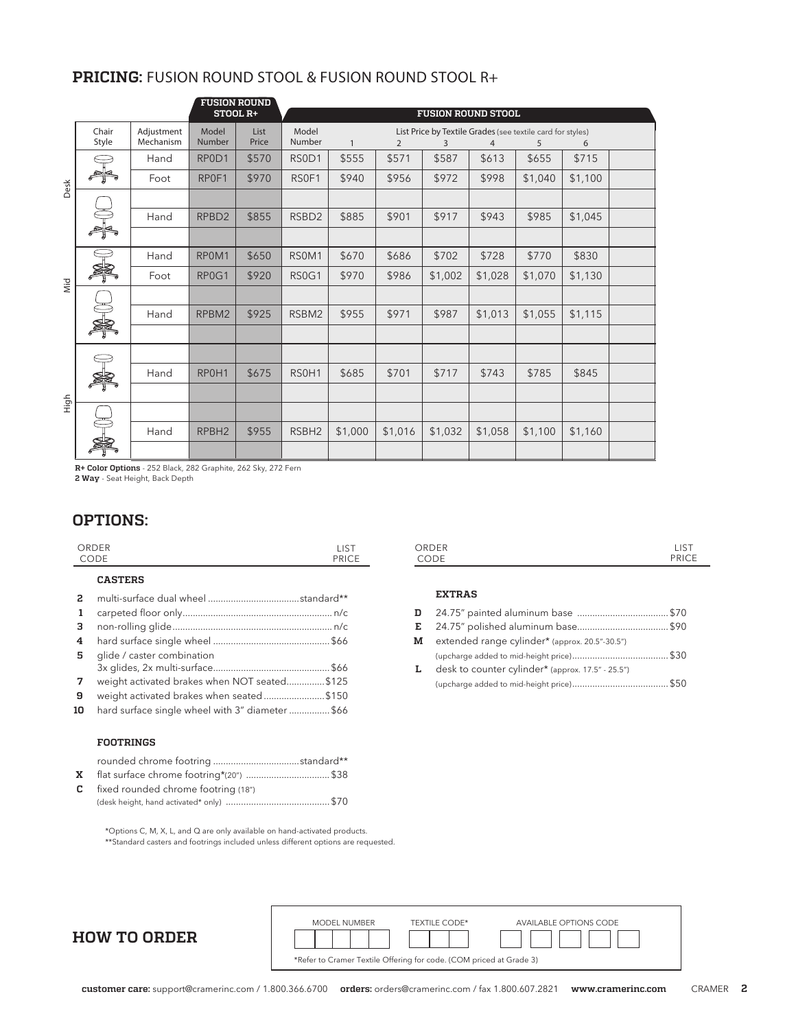## PRICING: FUSION ROUND STOOL & FUSION ROUND STOOL R+

| | | | FUSION ROUND STOOL R+ | | FUSION ROUND STOOL | | | | | | |
|---|---|---|---|---|---|---|---|---|---|---|---|
| | Chair Style | Adjustment Mechanism | Model Number | List Price | Model Number | List Price by Textile Grades (see textile card for styles) 1 | 2 | 3 | 4 | 5 | 6 |
| Desk | | Hand | RP0D1 | $570 | RS0D1 | $555 | $571 | $587 | $613 | $655 | $715 |
| Desk | | Foot | RP0F1 | $970 | RS0F1 | $940 | $956 | $972 | $998 | $1,040 | $1,100 |
| Desk | | Hand | RPBD2 | $855 | RSBD2 | $885 | $901 | $917 | $943 | $985 | $1,045 |
| Mid | | Hand | RP0M1 | $650 | RS0M1 | $670 | $686 | $702 | $728 | $770 | $830 |
| Mid | | Foot | RP0G1 | $920 | RS0G1 | $970 | $986 | $1,002 | $1,028 | $1,070 | $1,130 |
| Mid | | Hand | RPBM2 | $925 | RSBM2 | $955 | $971 | $987 | $1,013 | $1,055 | $1,115 |
| High | | Hand | RP0H1 | $675 | RS0H1 | $685 | $701 | $717 | $743 | $785 | $845 |
| High | | Hand | RPBH2 | $955 | RSBH2 | $1,000 | $1,016 | $1,032 | $1,058 | $1,100 | $1,160 |

**R+ Color Options** - 252 Black, 282 Graphite, 262 Sky, 272 Fern
**2 Way** - Seat Height, Back Depth

## OPTIONS:

| ORDER CODE | | LIST PRICE |
|---|---|---|
| | **CASTERS** | |
| **2** | multi-surface dual wheel | standard** |
| **1** | carpeted floor only | n/c |
| **3** | non-rolling glide | n/c |
| **4** | hard surface single wheel | $66 |
| **5** | glide / caster combination 3x glides, 2x multi-surface | $66 |
| **7** | weight activated brakes when NOT seated | $125 |
| **9** | weight activated brakes when seated | $150 |
| **10** | hard surface single wheel with 3" diameter | $66 |
| | **FOOTRINGS** | |
| | rounded chrome footring | standard** |
| **X** | flat surface chrome footring*(20") | $38 |
| **C** | fixed rounded chrome footring (18") (desk height, hand activated* only) | $70 |

*Options C, M, X, L, and Q are only available on hand-activated products.
**Standard casters and footrings included unless different options are requested.

| ORDER CODE | | LIST PRICE |
|---|---|---|
| | **EXTRAS** | |
| **D** | 24.75" painted aluminum base | $70 |
| **E** | 24.75" polished aluminum base | $90 |
| **M** | extended range cylinder* (approx. 20.5"-30.5") (upcharge added to mid-height price) | $30 |
| **L** | desk to counter cylinder* (approx. 17.5" - 25.5") (upcharge added to mid-height price) | $50 |

## HOW TO ORDER

MODEL NUMBER | TEXTILE CODE* | AVAILABLE OPTIONS CODE

*Refer to Cramer Textile Offering for code. (COM priced at Grade 3)

**customer care:** support@cramerinc.com / 1.800.366.6700 **orders:** orders@cramerinc.com / fax 1.800.607.2821 **www.cramerinc.com**